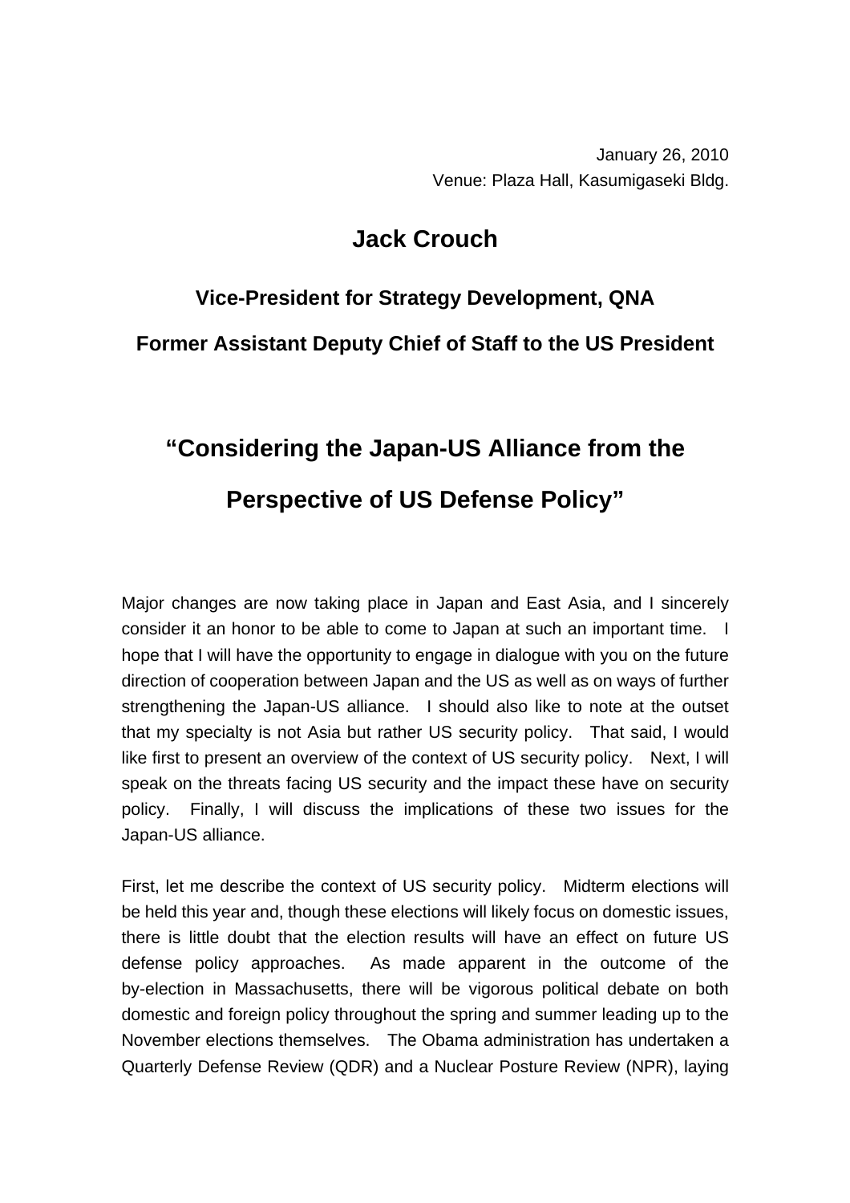January 26, 2010
Venue: Plaza Hall, Kasumigaseki Bldg.

# Jack Crouch

## Vice-President for Strategy Development, QNA

## Former Assistant Deputy Chief of Staff to the US President

# "Considering the Japan-US Alliance from the Perspective of US Defense Policy"

Major changes are now taking place in Japan and East Asia, and I sincerely consider it an honor to be able to come to Japan at such an important time. I hope that I will have the opportunity to engage in dialogue with you on the future direction of cooperation between Japan and the US as well as on ways of further strengthening the Japan-US alliance. I should also like to note at the outset that my specialty is not Asia but rather US security policy. That said, I would like first to present an overview of the context of US security policy. Next, I will speak on the threats facing US security and the impact these have on security policy. Finally, I will discuss the implications of these two issues for the Japan-US alliance.

First, let me describe the context of US security policy. Midterm elections will be held this year and, though these elections will likely focus on domestic issues, there is little doubt that the election results will have an effect on future US defense policy approaches. As made apparent in the outcome of the by-election in Massachusetts, there will be vigorous political debate on both domestic and foreign policy throughout the spring and summer leading up to the November elections themselves. The Obama administration has undertaken a Quarterly Defense Review (QDR) and a Nuclear Posture Review (NPR), laying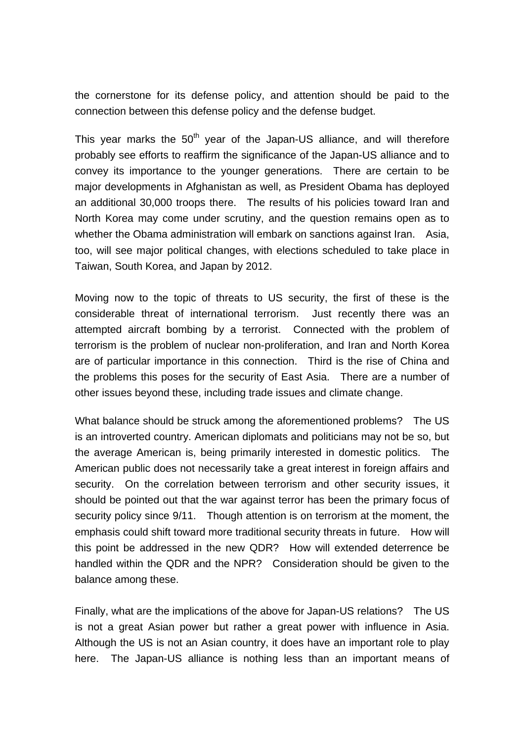the cornerstone for its defense policy, and attention should be paid to the connection between this defense policy and the defense budget.

This year marks the 50th year of the Japan-US alliance, and will therefore probably see efforts to reaffirm the significance of the Japan-US alliance and to convey its importance to the younger generations. There are certain to be major developments in Afghanistan as well, as President Obama has deployed an additional 30,000 troops there. The results of his policies toward Iran and North Korea may come under scrutiny, and the question remains open as to whether the Obama administration will embark on sanctions against Iran. Asia, too, will see major political changes, with elections scheduled to take place in Taiwan, South Korea, and Japan by 2012.

Moving now to the topic of threats to US security, the first of these is the considerable threat of international terrorism. Just recently there was an attempted aircraft bombing by a terrorist. Connected with the problem of terrorism is the problem of nuclear non-proliferation, and Iran and North Korea are of particular importance in this connection. Third is the rise of China and the problems this poses for the security of East Asia. There are a number of other issues beyond these, including trade issues and climate change.

What balance should be struck among the aforementioned problems? The US is an introverted country. American diplomats and politicians may not be so, but the average American is, being primarily interested in domestic politics. The American public does not necessarily take a great interest in foreign affairs and security. On the correlation between terrorism and other security issues, it should be pointed out that the war against terror has been the primary focus of security policy since 9/11. Though attention is on terrorism at the moment, the emphasis could shift toward more traditional security threats in future. How will this point be addressed in the new QDR? How will extended deterrence be handled within the QDR and the NPR? Consideration should be given to the balance among these.

Finally, what are the implications of the above for Japan-US relations? The US is not a great Asian power but rather a great power with influence in Asia. Although the US is not an Asian country, it does have an important role to play here. The Japan-US alliance is nothing less than an important means of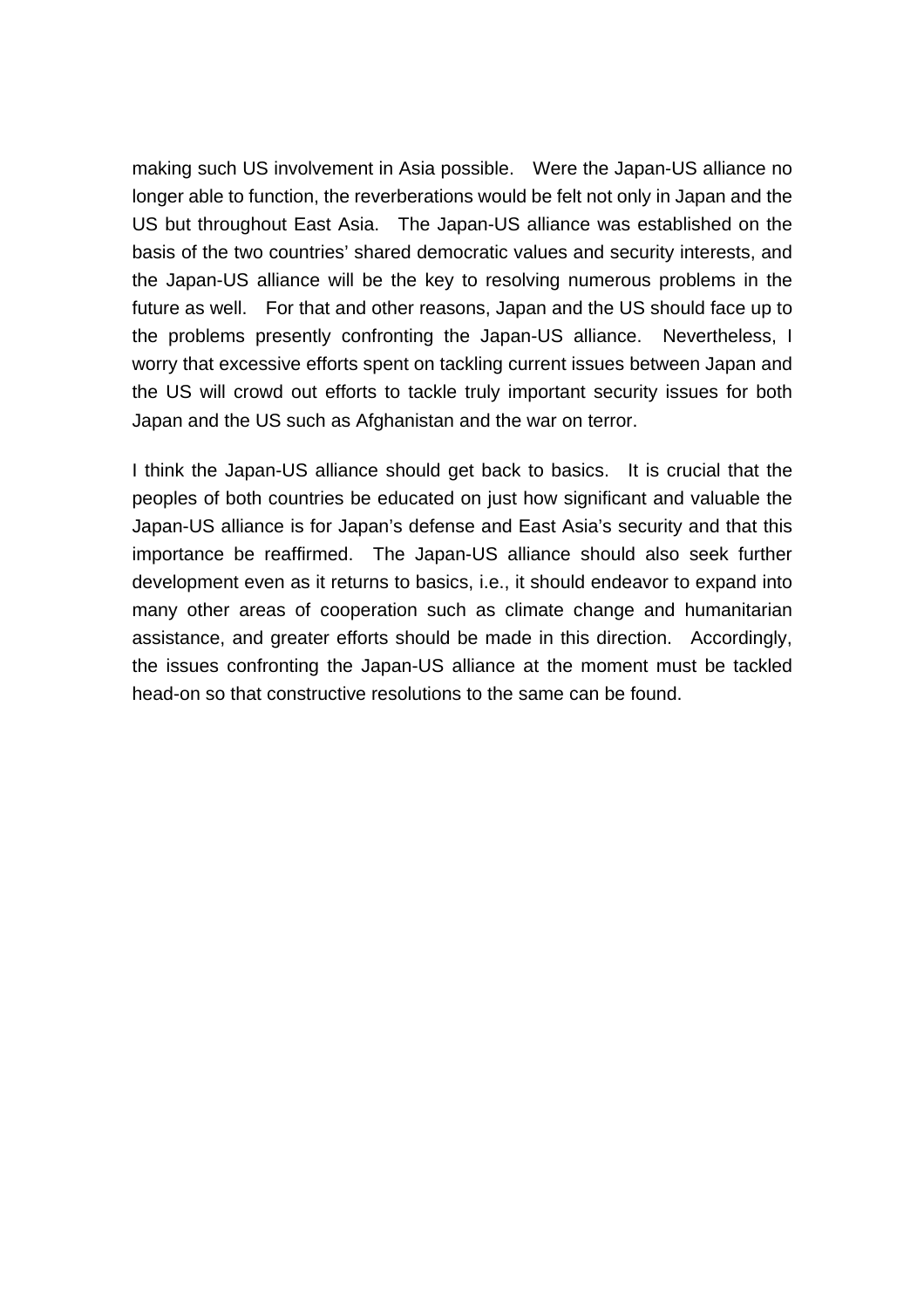making such US involvement in Asia possible. Were the Japan-US alliance no longer able to function, the reverberations would be felt not only in Japan and the US but throughout East Asia. The Japan-US alliance was established on the basis of the two countries' shared democratic values and security interests, and the Japan-US alliance will be the key to resolving numerous problems in the future as well. For that and other reasons, Japan and the US should face up to the problems presently confronting the Japan-US alliance. Nevertheless, I worry that excessive efforts spent on tackling current issues between Japan and the US will crowd out efforts to tackle truly important security issues for both Japan and the US such as Afghanistan and the war on terror.

I think the Japan-US alliance should get back to basics. It is crucial that the peoples of both countries be educated on just how significant and valuable the Japan-US alliance is for Japan's defense and East Asia's security and that this importance be reaffirmed. The Japan-US alliance should also seek further development even as it returns to basics, i.e., it should endeavor to expand into many other areas of cooperation such as climate change and humanitarian assistance, and greater efforts should be made in this direction. Accordingly, the issues confronting the Japan-US alliance at the moment must be tackled head-on so that constructive resolutions to the same can be found.